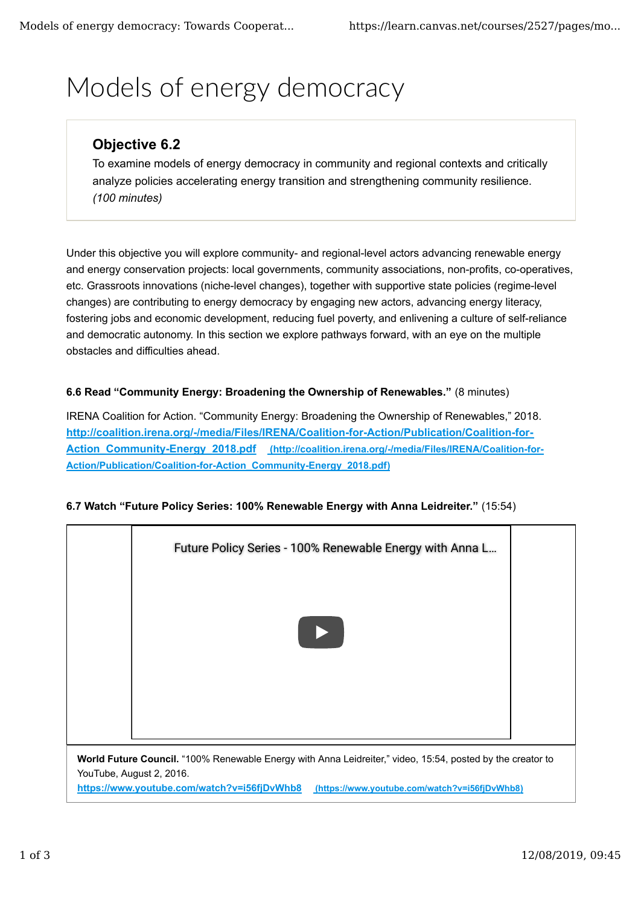# Models of energy democracy

### Objective 6.2

To examine models of energy democracy in community and regional contexts and critically analyze policies accelerating energy transition and strengthening community resilience. *(100 minutes)*

Under this objective you will explore community- and regional-level actors advancing renewable energy and energy conservation projects: local governments, community associations, non-profits, co-operatives, etc. Grassroots innovations (niche-level changes), together with supportive state policies (regime-level changes) are contributing to energy democracy by engaging new actors, advancing energy literacy, fostering jobs and economic development, reducing fuel poverty, and enlivening a culture of self-reliance and democratic autonomy. In this section we explore pathways forward, with an eye on the multiple obstacles and difficulties ahead.

**6.6 Read "Community Energy: Broadening the Ownership of Renewables."** (8 minutes)

IRENA Coalition for Action. "Community Energy: Broadening the Ownership of Renewables," 2018. [http://coalition.irena.org/-/media/Files/IRENA/Coalition-for-Action/Publication/Coalition-for-Action_Community-Energy_2018.pdf](http://coalition.irena.org/-/media/Files/IRENA/Coalition-for-Action/Publication/Coalition-for-Action_Community-Energy_2018.pdf) (http://coalition.irena.org/-/media/Files/IRENA/Coalition-for-Action/Publication/Coalition-for-Action_Community-Energy_2018.pdf)

**6.7 Watch "Future Policy Series: 100% Renewable Energy with Anna Leidreiter."** (15:54)

Future Policy Series - 100% Renewable Energy with Anna L...

**World Future Council.** "100% Renewable Energy with Anna Leidreiter," video, 15:54, posted by the creator to YouTube, August 2, 2016.
[https://www.youtube.com/watch?v=i56fjDvWhb8](https://www.youtube.com/watch?v=i56fjDvWhb8) (https://www.youtube.com/watch?v=i56fjDvWhb8)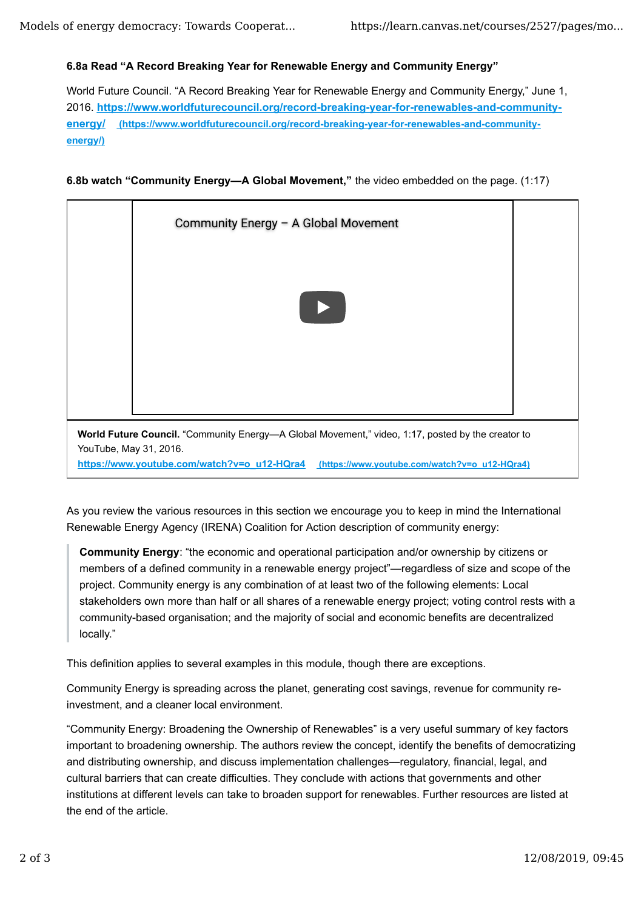**6.8a Read "A Record Breaking Year for Renewable Energy and Community Energy"**

World Future Council. "A Record Breaking Year for Renewable Energy and Community Energy," June 1, 2016. **https://www.worldfuturecouncil.org/record-breaking-year-for-renewables-and-community-energy/** (https://www.worldfuturecouncil.org/record-breaking-year-for-renewables-and-community-energy/)

**6.8b watch "Community Energy—A Global Movement,"** the video embedded on the page. (1:17)

Community Energy – A Global Movement

**World Future Council.** "Community Energy—A Global Movement," video, 1:17, posted by the creator to YouTube, May 31, 2016.
**https://www.youtube.com/watch?v=o_u12-HQra4** (https://www.youtube.com/watch?v=o_u12-HQra4)

As you review the various resources in this section we encourage you to keep in mind the International Renewable Energy Agency (IRENA) Coalition for Action description of community energy:

> **Community Energy**: "the economic and operational participation and/or ownership by citizens or members of a defined community in a renewable energy project"—regardless of size and scope of the project. Community energy is any combination of at least two of the following elements: Local stakeholders own more than half or all shares of a renewable energy project; voting control rests with a community-based organisation; and the majority of social and economic benefits are decentralized locally."

This definition applies to several examples in this module, though there are exceptions.

Community Energy is spreading across the planet, generating cost savings, revenue for community re-investment, and a cleaner local environment.

"Community Energy: Broadening the Ownership of Renewables" is a very useful summary of key factors important to broadening ownership. The authors review the concept, identify the benefits of democratizing and distributing ownership, and discuss implementation challenges—regulatory, financial, legal, and cultural barriers that can create difficulties. They conclude with actions that governments and other institutions at different levels can take to broaden support for renewables. Further resources are listed at the end of the article.